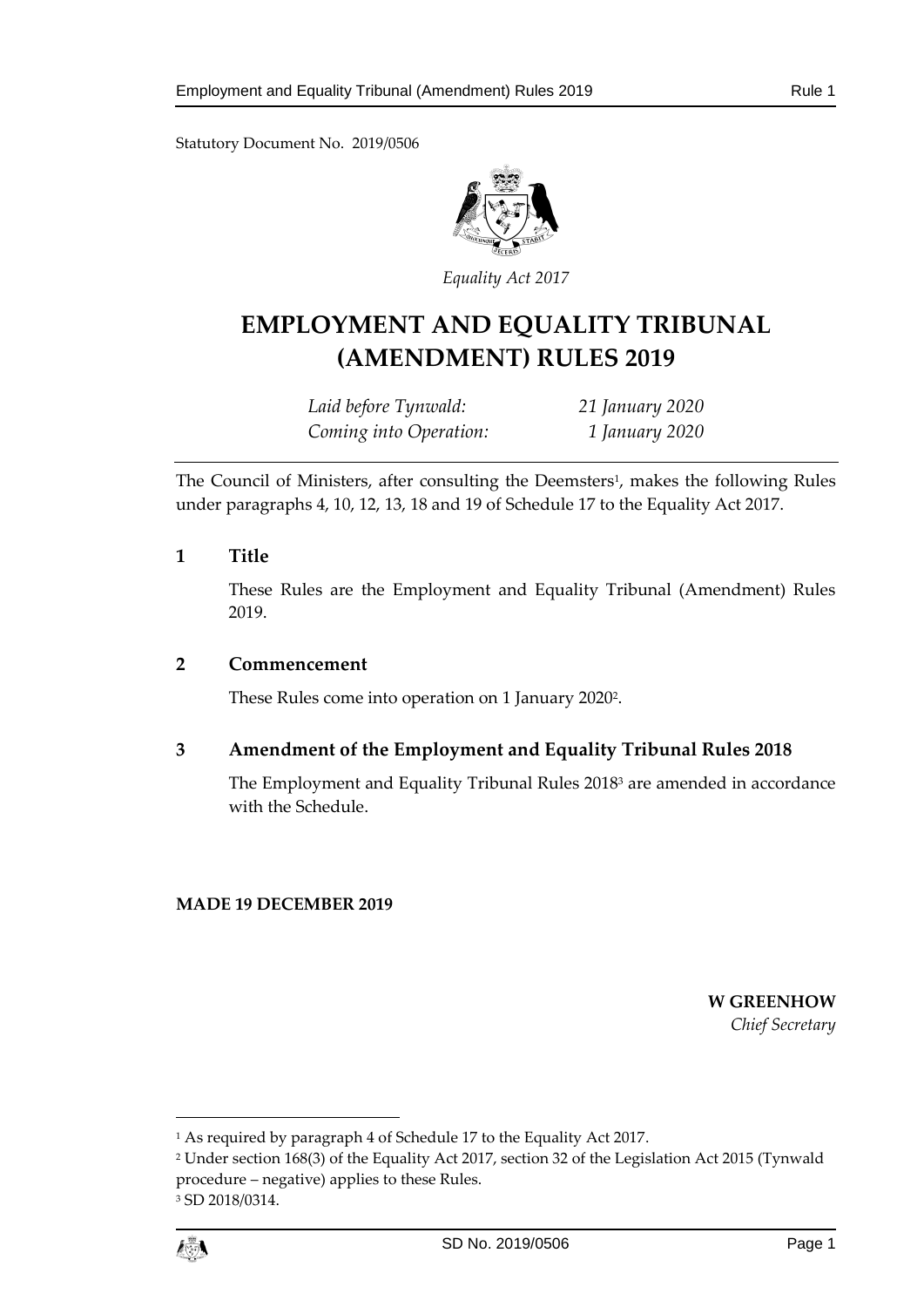Statutory Document No. 2019/0506

*Equality Act 2017*

# EMPLOYMENT AND EQUALITY TRIBUNAL (AMENDMENT) RULES 2019

| | |
|---|---|
| *Laid before Tynwald:* | *21 January 2020* |
| *Coming into Operation:* | *1 January 2020* |

The Council of Ministers, after consulting the Deemsters[1], makes the following Rules under paragraphs 4, 10, 12, 13, 18 and 19 of Schedule 17 to the Equality Act 2017.

## 1 Title

These Rules are the Employment and Equality Tribunal (Amendment) Rules 2019.

## 2 Commencement

These Rules come into operation on 1 January 2020[2].

## 3 Amendment of the Employment and Equality Tribunal Rules 2018

The Employment and Equality Tribunal Rules 2018[3] are amended in accordance with the Schedule.

**MADE 19 DECEMBER 2019**

**W GREENHOW**
*Chief Secretary*

---

[1] As required by paragraph 4 of Schedule 17 to the Equality Act 2017.

[2] Under section 168(3) of the Equality Act 2017, section 32 of the Legislation Act 2015 (Tynwald procedure – negative) applies to these Rules.

[3] SD 2018/0314.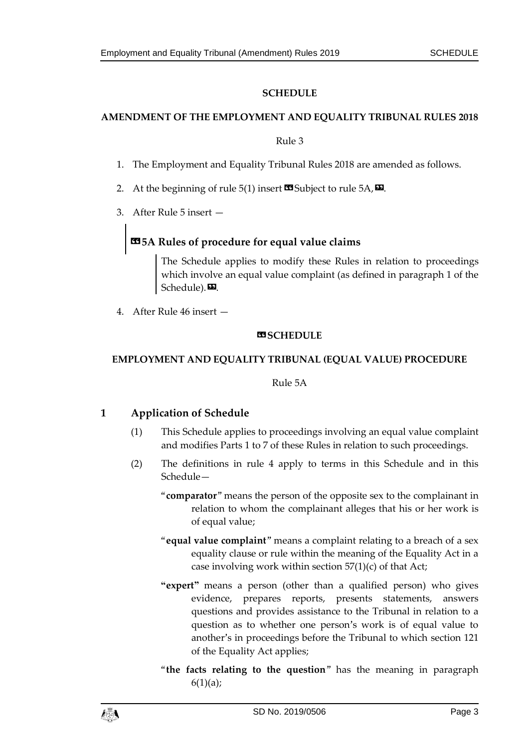## SCHEDULE

### AMENDMENT OF THE EMPLOYMENT AND EQUALITY TRIBUNAL RULES 2018

Rule 3

1. The Employment and Equality Tribunal Rules 2018 are amended as follows.

2. At the beginning of rule 5(1) insert «Subject to rule 5A,».

3. After Rule 5 insert —

> **«5A Rules of procedure for equal value claims**
>
> The Schedule applies to modify these Rules in relation to proceedings which involve an equal value complaint (as defined in paragraph 1 of the Schedule).».

4. After Rule 46 insert —

**«SCHEDULE**

**EMPLOYMENT AND EQUALITY TRIBUNAL (EQUAL VALUE) PROCEDURE**

Rule 5A

**1 Application of Schedule**

(1) This Schedule applies to proceedings involving an equal value complaint and modifies Parts 1 to 7 of these Rules in relation to such proceedings.

(2) The definitions in rule 4 apply to terms in this Schedule and in this Schedule—

"**comparator**" means the person of the opposite sex to the complainant in relation to whom the complainant alleges that his or her work is of equal value;

"**equal value complaint**" means a complaint relating to a breach of a sex equality clause or rule within the meaning of the Equality Act in a case involving work within section 57(1)(c) of that Act;

"**expert**" means a person (other than a qualified person) who gives evidence, prepares reports, presents statements, answers questions and provides assistance to the Tribunal in relation to a question as to whether one person's work is of equal value to another's in proceedings before the Tribunal to which section 121 of the Equality Act applies;

"**the facts relating to the question**" has the meaning in paragraph 6(1)(a);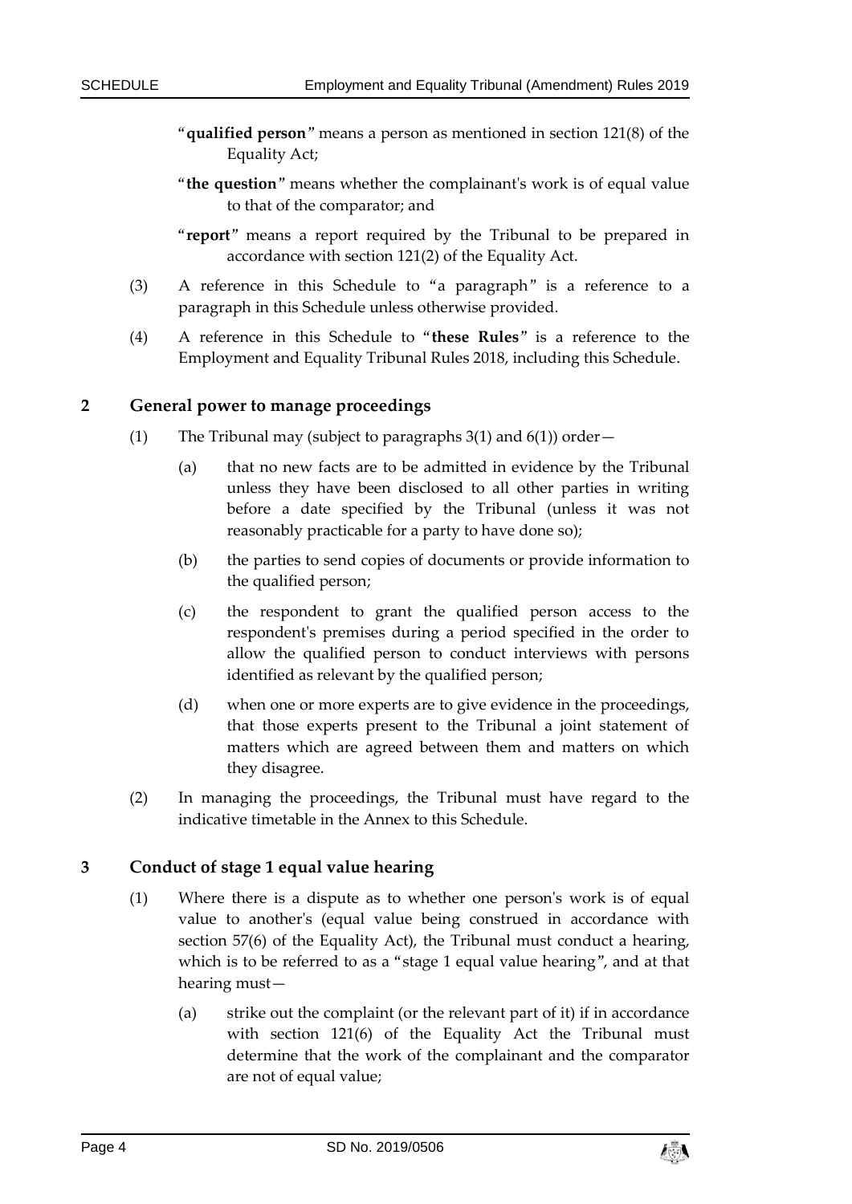"**qualified person**" means a person as mentioned in section 121(8) of the Equality Act;

"**the question**" means whether the complainant's work is of equal value to that of the comparator; and

"**report**" means a report required by the Tribunal to be prepared in accordance with section 121(2) of the Equality Act.

(3) A reference in this Schedule to "a paragraph" is a reference to a paragraph in this Schedule unless otherwise provided.

(4) A reference in this Schedule to "**these Rules**" is a reference to the Employment and Equality Tribunal Rules 2018, including this Schedule.

## 2 General power to manage proceedings

(1) The Tribunal may (subject to paragraphs 3(1) and 6(1)) order—

- (a) that no new facts are to be admitted in evidence by the Tribunal unless they have been disclosed to all other parties in writing before a date specified by the Tribunal (unless it was not reasonably practicable for a party to have done so);
- (b) the parties to send copies of documents or provide information to the qualified person;
- (c) the respondent to grant the qualified person access to the respondent's premises during a period specified in the order to allow the qualified person to conduct interviews with persons identified as relevant by the qualified person;
- (d) when one or more experts are to give evidence in the proceedings, that those experts present to the Tribunal a joint statement of matters which are agreed between them and matters on which they disagree.

(2) In managing the proceedings, the Tribunal must have regard to the indicative timetable in the Annex to this Schedule.

## 3 Conduct of stage 1 equal value hearing

(1) Where there is a dispute as to whether one person's work is of equal value to another's (equal value being construed in accordance with section 57(6) of the Equality Act), the Tribunal must conduct a hearing, which is to be referred to as a "stage 1 equal value hearing", and at that hearing must—

- (a) strike out the complaint (or the relevant part of it) if in accordance with section 121(6) of the Equality Act the Tribunal must determine that the work of the complainant and the comparator are not of equal value;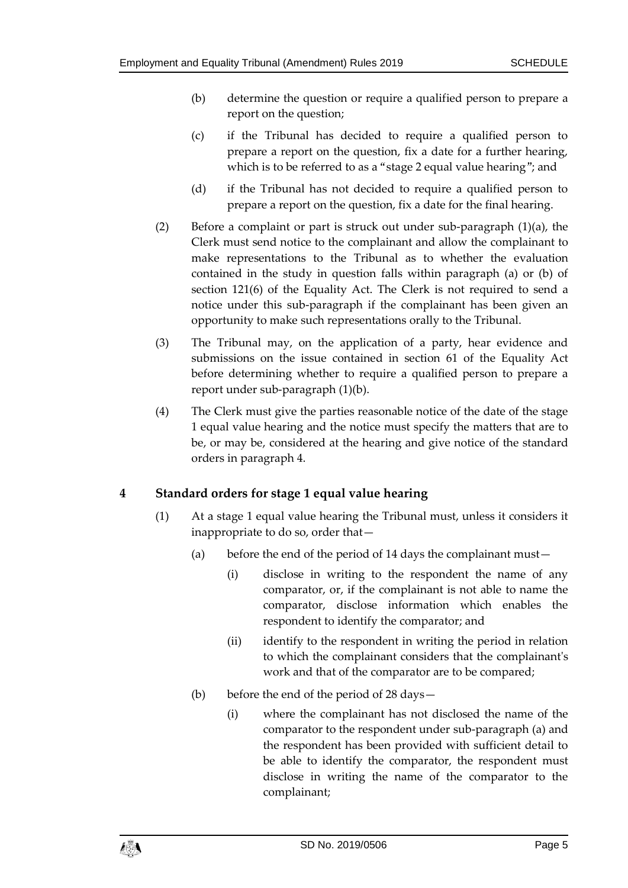(b) determine the question or require a qualified person to prepare a report on the question;

(c) if the Tribunal has decided to require a qualified person to prepare a report on the question, fix a date for a further hearing, which is to be referred to as a "stage 2 equal value hearing"; and

(d) if the Tribunal has not decided to require a qualified person to prepare a report on the question, fix a date for the final hearing.

(2) Before a complaint or part is struck out under sub-paragraph (1)(a), the Clerk must send notice to the complainant and allow the complainant to make representations to the Tribunal as to whether the evaluation contained in the study in question falls within paragraph (a) or (b) of section 121(6) of the Equality Act. The Clerk is not required to send a notice under this sub-paragraph if the complainant has been given an opportunity to make such representations orally to the Tribunal.

(3) The Tribunal may, on the application of a party, hear evidence and submissions on the issue contained in section 61 of the Equality Act before determining whether to require a qualified person to prepare a report under sub-paragraph (1)(b).

(4) The Clerk must give the parties reasonable notice of the date of the stage 1 equal value hearing and the notice must specify the matters that are to be, or may be, considered at the hearing and give notice of the standard orders in paragraph 4.

## 4 Standard orders for stage 1 equal value hearing

(1) At a stage 1 equal value hearing the Tribunal must, unless it considers it inappropriate to do so, order that—

(a) before the end of the period of 14 days the complainant must—

(i) disclose in writing to the respondent the name of any comparator, or, if the complainant is not able to name the comparator, disclose information which enables the respondent to identify the comparator; and

(ii) identify to the respondent in writing the period in relation to which the complainant considers that the complainant's work and that of the comparator are to be compared;

(b) before the end of the period of 28 days—

(i) where the complainant has not disclosed the name of the comparator to the respondent under sub-paragraph (a) and the respondent has been provided with sufficient detail to be able to identify the comparator, the respondent must disclose in writing the name of the comparator to the complainant;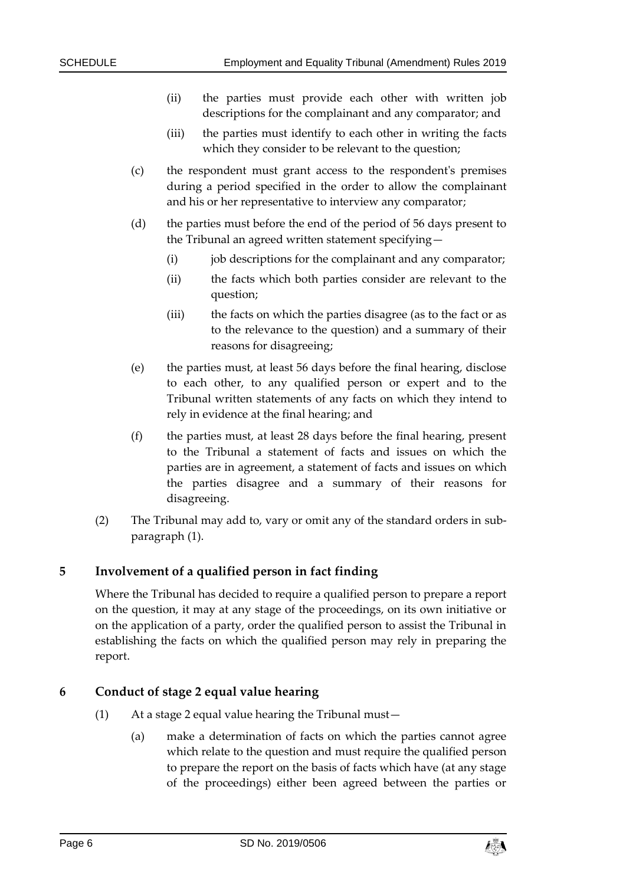(ii) the parties must provide each other with written job descriptions for the complainant and any comparator; and

(iii) the parties must identify to each other in writing the facts which they consider to be relevant to the question;

(c) the respondent must grant access to the respondent's premises during a period specified in the order to allow the complainant and his or her representative to interview any comparator;

(d) the parties must before the end of the period of 56 days present to the Tribunal an agreed written statement specifying—

(i) job descriptions for the complainant and any comparator;

(ii) the facts which both parties consider are relevant to the question;

(iii) the facts on which the parties disagree (as to the fact or as to the relevance to the question) and a summary of their reasons for disagreeing;

(e) the parties must, at least 56 days before the final hearing, disclose to each other, to any qualified person or expert and to the Tribunal written statements of any facts on which they intend to rely in evidence at the final hearing; and

(f) the parties must, at least 28 days before the final hearing, present to the Tribunal a statement of facts and issues on which the parties are in agreement, a statement of facts and issues on which the parties disagree and a summary of their reasons for disagreeing.

(2) The Tribunal may add to, vary or omit any of the standard orders in sub-paragraph (1).

## 5 Involvement of a qualified person in fact finding

Where the Tribunal has decided to require a qualified person to prepare a report on the question, it may at any stage of the proceedings, on its own initiative or on the application of a party, order the qualified person to assist the Tribunal in establishing the facts on which the qualified person may rely in preparing the report.

## 6 Conduct of stage 2 equal value hearing

(1) At a stage 2 equal value hearing the Tribunal must—

(a) make a determination of facts on which the parties cannot agree which relate to the question and must require the qualified person to prepare the report on the basis of facts which have (at any stage of the proceedings) either been agreed between the parties or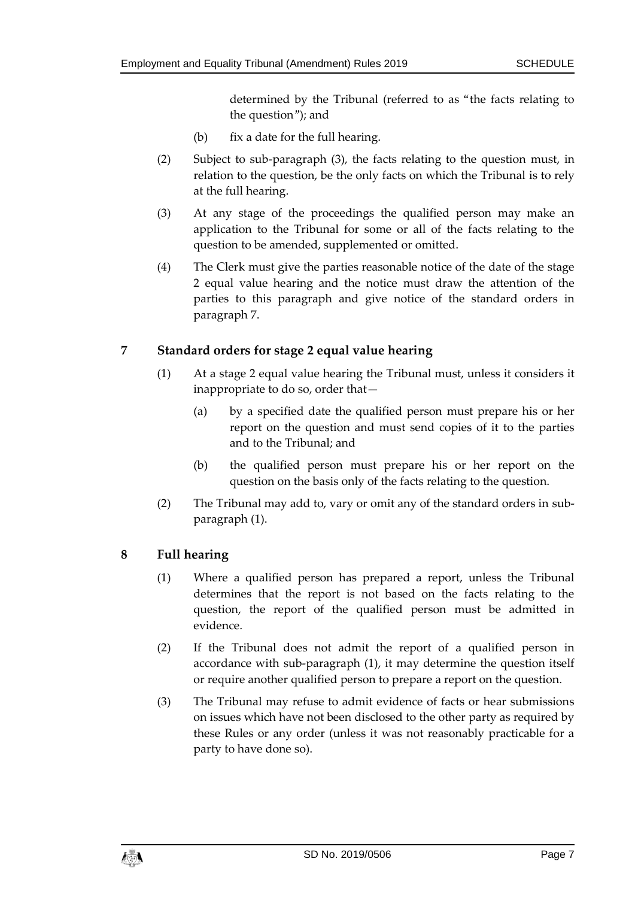determined by the Tribunal (referred to as "the facts relating to the question"); and

(b) fix a date for the full hearing.

(2) Subject to sub-paragraph (3), the facts relating to the question must, in relation to the question, be the only facts on which the Tribunal is to rely at the full hearing.

(3) At any stage of the proceedings the qualified person may make an application to the Tribunal for some or all of the facts relating to the question to be amended, supplemented or omitted.

(4) The Clerk must give the parties reasonable notice of the date of the stage 2 equal value hearing and the notice must draw the attention of the parties to this paragraph and give notice of the standard orders in paragraph 7.

## 7 Standard orders for stage 2 equal value hearing

(1) At a stage 2 equal value hearing the Tribunal must, unless it considers it inappropriate to do so, order that—

(a) by a specified date the qualified person must prepare his or her report on the question and must send copies of it to the parties and to the Tribunal; and

(b) the qualified person must prepare his or her report on the question on the basis only of the facts relating to the question.

(2) The Tribunal may add to, vary or omit any of the standard orders in sub-paragraph (1).

## 8 Full hearing

(1) Where a qualified person has prepared a report, unless the Tribunal determines that the report is not based on the facts relating to the question, the report of the qualified person must be admitted in evidence.

(2) If the Tribunal does not admit the report of a qualified person in accordance with sub-paragraph (1), it may determine the question itself or require another qualified person to prepare a report on the question.

(3) The Tribunal may refuse to admit evidence of facts or hear submissions on issues which have not been disclosed to the other party as required by these Rules or any order (unless it was not reasonably practicable for a party to have done so).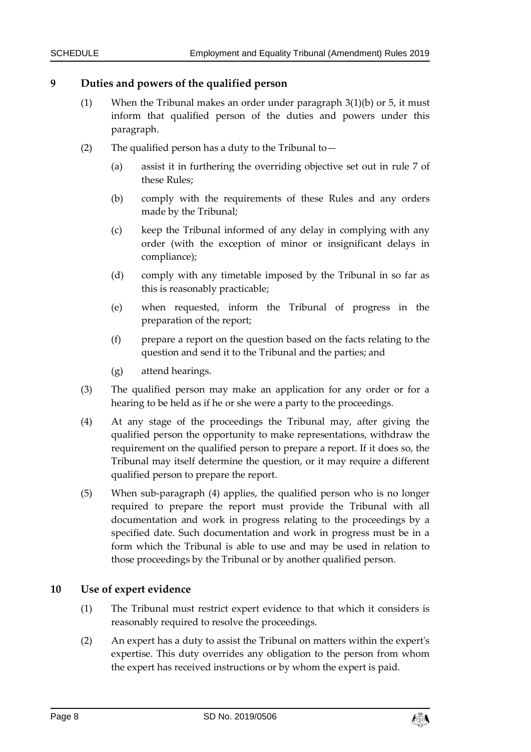## 9 Duties and powers of the qualified person

(1) When the Tribunal makes an order under paragraph 3(1)(b) or 5, it must inform that qualified person of the duties and powers under this paragraph.

(2) The qualified person has a duty to the Tribunal to—

(a) assist it in furthering the overriding objective set out in rule 7 of these Rules;

(b) comply with the requirements of these Rules and any orders made by the Tribunal;

(c) keep the Tribunal informed of any delay in complying with any order (with the exception of minor or insignificant delays in compliance);

(d) comply with any timetable imposed by the Tribunal in so far as this is reasonably practicable;

(e) when requested, inform the Tribunal of progress in the preparation of the report;

(f) prepare a report on the question based on the facts relating to the question and send it to the Tribunal and the parties; and

(g) attend hearings.

(3) The qualified person may make an application for any order or for a hearing to be held as if he or she were a party to the proceedings.

(4) At any stage of the proceedings the Tribunal may, after giving the qualified person the opportunity to make representations, withdraw the requirement on the qualified person to prepare a report. If it does so, the Tribunal may itself determine the question, or it may require a different qualified person to prepare the report.

(5) When sub-paragraph (4) applies, the qualified person who is no longer required to prepare the report must provide the Tribunal with all documentation and work in progress relating to the proceedings by a specified date. Such documentation and work in progress must be in a form which the Tribunal is able to use and may be used in relation to those proceedings by the Tribunal or by another qualified person.

## 10 Use of expert evidence

(1) The Tribunal must restrict expert evidence to that which it considers is reasonably required to resolve the proceedings.

(2) An expert has a duty to assist the Tribunal on matters within the expert's expertise. This duty overrides any obligation to the person from whom the expert has received instructions or by whom the expert is paid.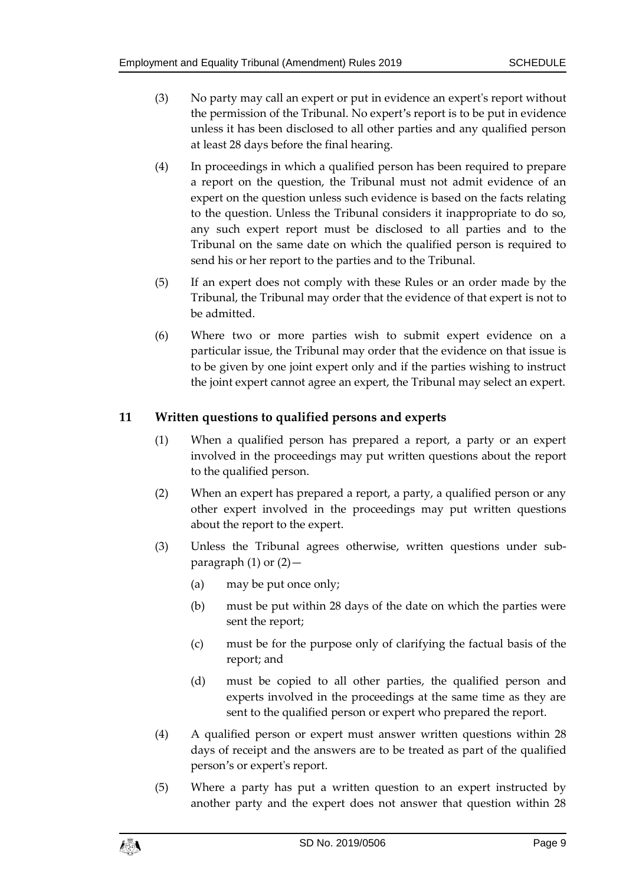(3) No party may call an expert or put in evidence an expert's report without the permission of the Tribunal. No expert's report is to be put in evidence unless it has been disclosed to all other parties and any qualified person at least 28 days before the final hearing.

(4) In proceedings in which a qualified person has been required to prepare a report on the question, the Tribunal must not admit evidence of an expert on the question unless such evidence is based on the facts relating to the question. Unless the Tribunal considers it inappropriate to do so, any such expert report must be disclosed to all parties and to the Tribunal on the same date on which the qualified person is required to send his or her report to the parties and to the Tribunal.

(5) If an expert does not comply with these Rules or an order made by the Tribunal, the Tribunal may order that the evidence of that expert is not to be admitted.

(6) Where two or more parties wish to submit expert evidence on a particular issue, the Tribunal may order that the evidence on that issue is to be given by one joint expert only and if the parties wishing to instruct the joint expert cannot agree an expert, the Tribunal may select an expert.

## 11 Written questions to qualified persons and experts

(1) When a qualified person has prepared a report, a party or an expert involved in the proceedings may put written questions about the report to the qualified person.

(2) When an expert has prepared a report, a party, a qualified person or any other expert involved in the proceedings may put written questions about the report to the expert.

(3) Unless the Tribunal agrees otherwise, written questions under sub-paragraph (1) or (2)—

(a) may be put once only;

(b) must be put within 28 days of the date on which the parties were sent the report;

(c) must be for the purpose only of clarifying the factual basis of the report; and

(d) must be copied to all other parties, the qualified person and experts involved in the proceedings at the same time as they are sent to the qualified person or expert who prepared the report.

(4) A qualified person or expert must answer written questions within 28 days of receipt and the answers are to be treated as part of the qualified person's or expert's report.

(5) Where a party has put a written question to an expert instructed by another party and the expert does not answer that question within 28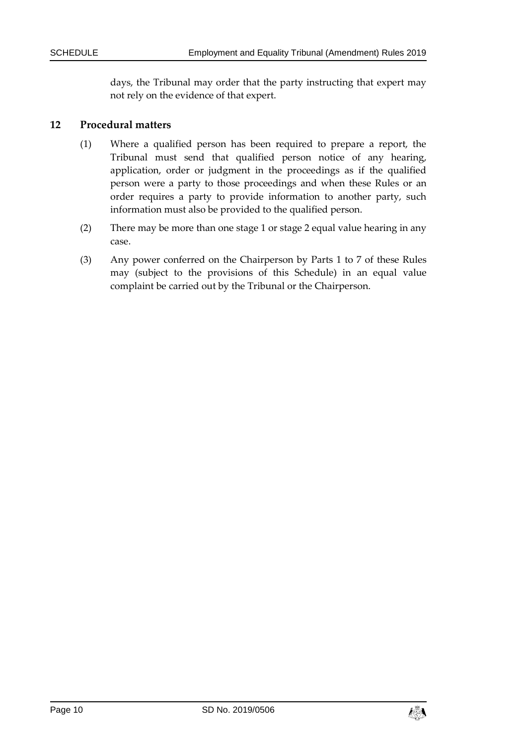days, the Tribunal may order that the party instructing that expert may not rely on the evidence of that expert.

## 12 Procedural matters

(1) Where a qualified person has been required to prepare a report, the Tribunal must send that qualified person notice of any hearing, application, order or judgment in the proceedings as if the qualified person were a party to those proceedings and when these Rules or an order requires a party to provide information to another party, such information must also be provided to the qualified person.

(2) There may be more than one stage 1 or stage 2 equal value hearing in any case.

(3) Any power conferred on the Chairperson by Parts 1 to 7 of these Rules may (subject to the provisions of this Schedule) in an equal value complaint be carried out by the Tribunal or the Chairperson.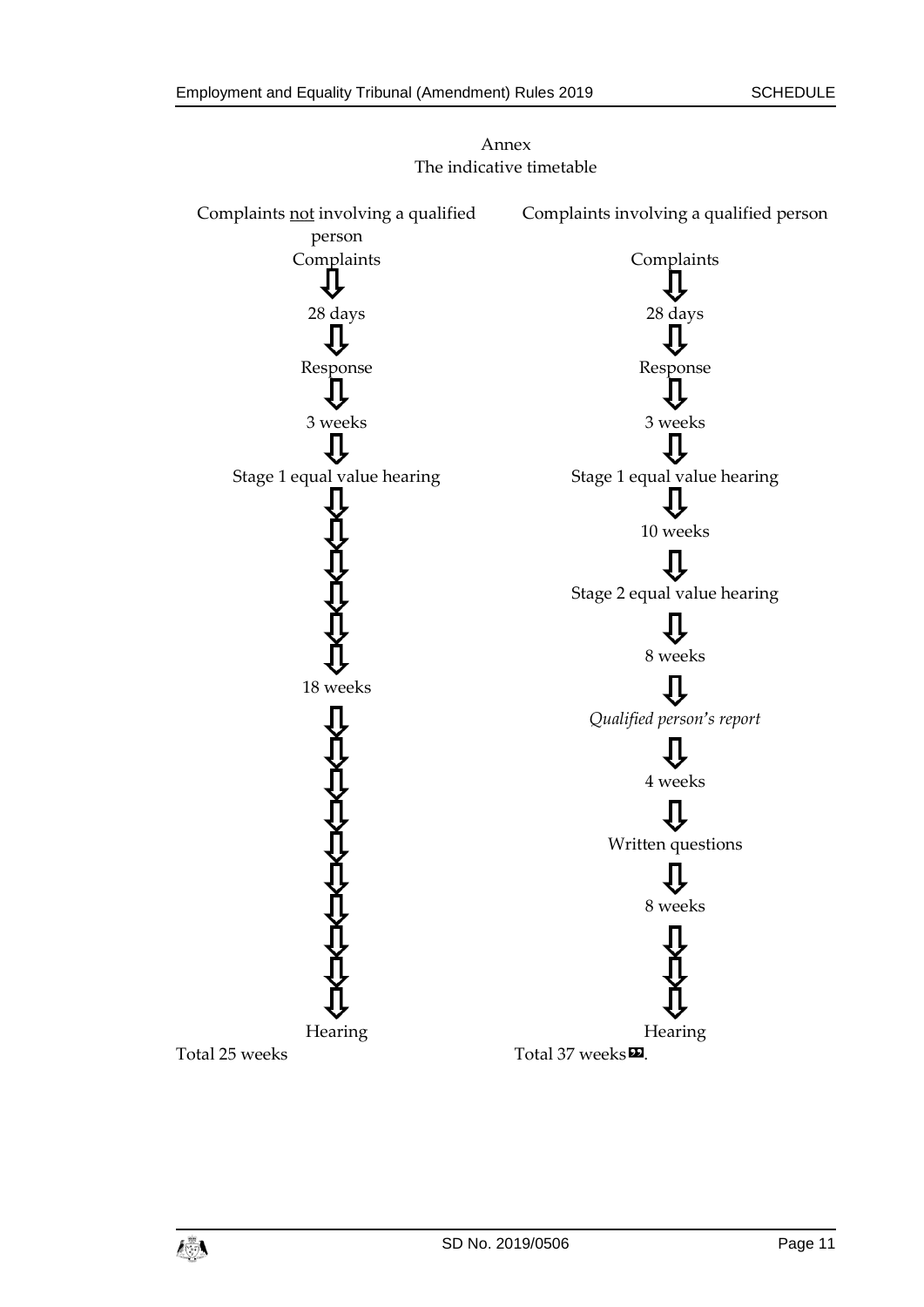Annex

The indicative timetable

| Complaints <u>not</u> involving a qualified person | Complaints involving a qualified person |
| --- | --- |
| Complaints | Complaints |
| ⇩ | ⇩ |
| 28 days | 28 days |
| ⇩ | ⇩ |
| Response | Response |
| ⇩ | ⇩ |
| 3 weeks | 3 weeks |
| ⇩ | ⇩ |
| Stage 1 equal value hearing | Stage 1 equal value hearing |
| ⇩ | ⇩ |
| | 10 weeks |
| ⇩ | ⇩ |
| | Stage 2 equal value hearing |
| ⇩ | ⇩ |
| 18 weeks | 8 weeks |
| ⇩ | ⇩ |
| | *Qualified person's report* |
| ⇩ | ⇩ |
| | 4 weeks |
| ⇩ | ⇩ |
| | Written questions |
| ⇩ | ⇩ |
| | 8 weeks |
| ⇩ | ⇩ |
| Hearing | Hearing |
| Total 25 weeks | Total 37 weeks». |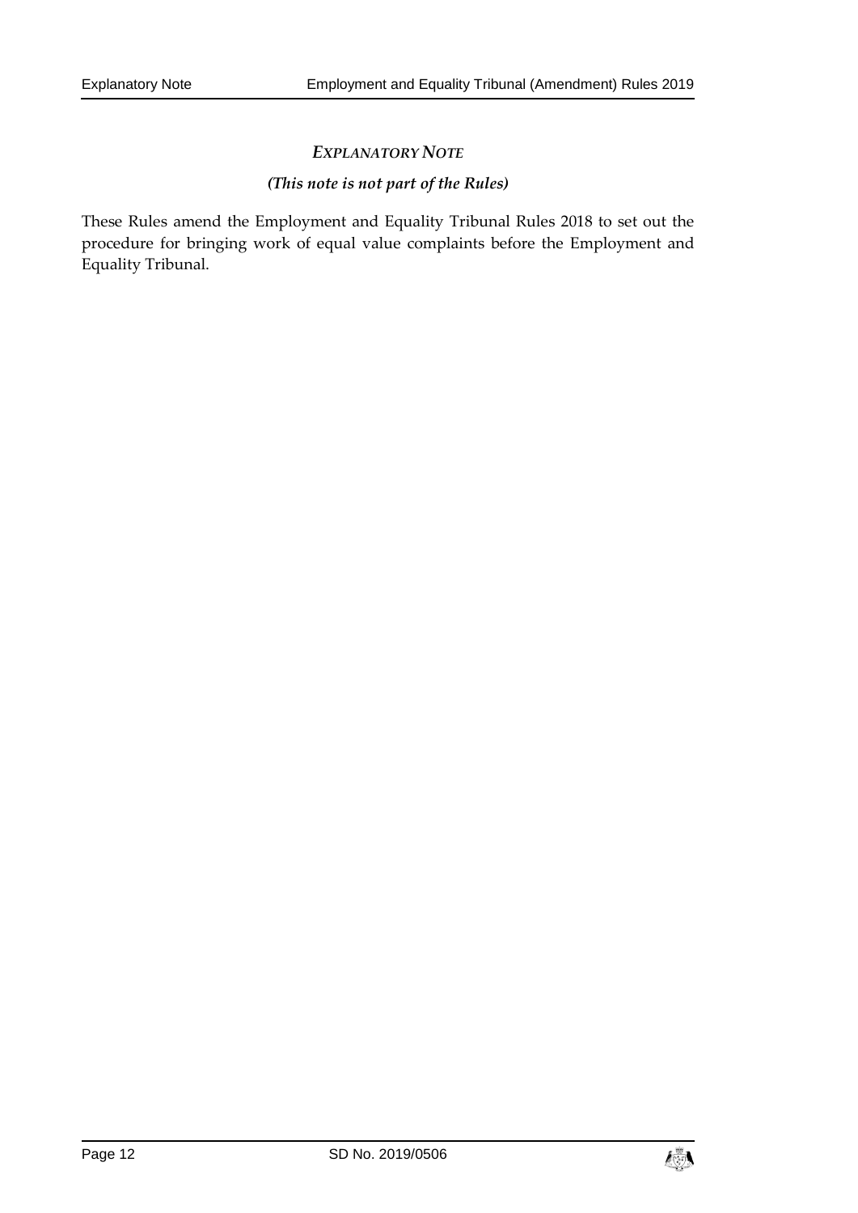## *EXPLANATORY NOTE*

***(This note is not part of the Rules)***

These Rules amend the Employment and Equality Tribunal Rules 2018 to set out the procedure for bringing work of equal value complaints before the Employment and Equality Tribunal.